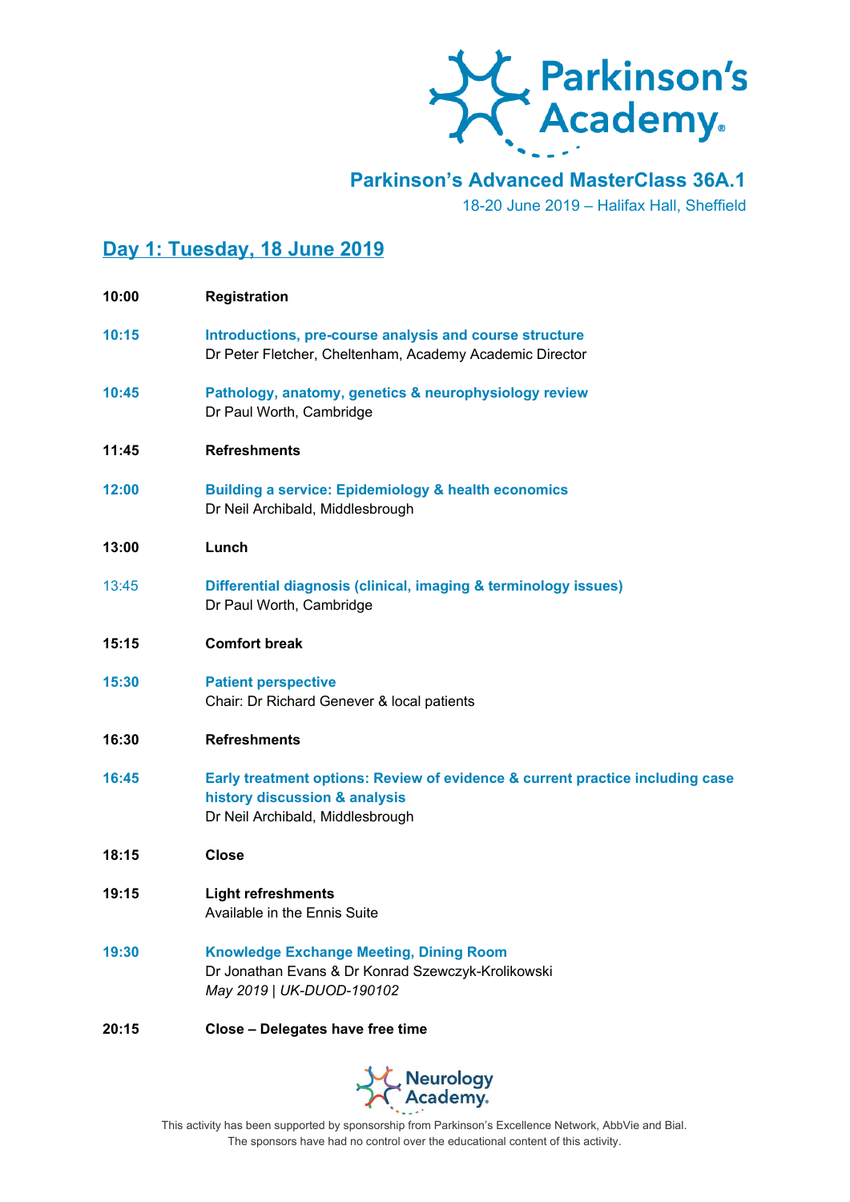Parkinson's Academy

## Parkinson's Advanced MasterClass 36A.1

18-20 June 2019 – Halifax Hall, Sheffield

## Day 1: Tuesday, 18 June 2019

**10:00** **Registration**

**10:15** **Introductions, pre-course analysis and course structure**
Dr Peter Fletcher, Cheltenham, Academy Academic Director

**10:45** **Pathology, anatomy, genetics & neurophysiology review**
Dr Paul Worth, Cambridge

**11:45** **Refreshments**

**12:00** **Building a service: Epidemiology & health economics**
Dr Neil Archibald, Middlesbrough

**13:00** **Lunch**

13:45 **Differential diagnosis (clinical, imaging & terminology issues)**
Dr Paul Worth, Cambridge

**15:15** **Comfort break**

**15:30** **Patient perspective**
Chair: Dr Richard Genever & local patients

**16:30** **Refreshments**

**16:45** **Early treatment options: Review of evidence & current practice including case history discussion & analysis**
Dr Neil Archibald, Middlesbrough

**18:15** **Close**

**19:15** **Light refreshments**
Available in the Ennis Suite

**19:30** **Knowledge Exchange Meeting, Dining Room**
Dr Jonathan Evans & Dr Konrad Szewczyk-Krolikowski
*May 2019 | UK-DUOD-190102*

**20:15** **Close – Delegates have free time**

Neurology Academy

This activity has been supported by sponsorship from Parkinson's Excellence Network, AbbVie and Bial.
The sponsors have had no control over the educational content of this activity.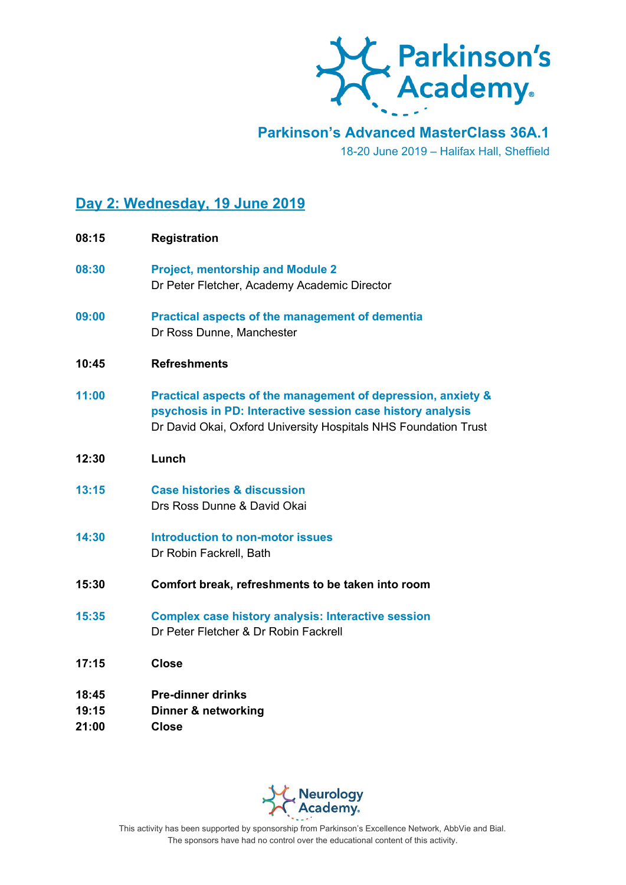Parkinson's Academy

## Parkinson's Advanced MasterClass 36A.1

18-20 June 2019 – Halifax Hall, Sheffield

## Day 2: Wednesday, 19 June 2019

**08:15** **Registration**

**08:30** **Project, mentorship and Module 2**
Dr Peter Fletcher, Academy Academic Director

**09:00** **Practical aspects of the management of dementia**
Dr Ross Dunne, Manchester

**10:45** **Refreshments**

**11:00** **Practical aspects of the management of depression, anxiety & psychosis in PD: Interactive session case history analysis**
Dr David Okai, Oxford University Hospitals NHS Foundation Trust

**12:30** **Lunch**

**13:15** **Case histories & discussion**
Drs Ross Dunne & David Okai

**14:30** **Introduction to non-motor issues**
Dr Robin Fackrell, Bath

**15:30** **Comfort break, refreshments to be taken into room**

**15:35** **Complex case history analysis: Interactive session**
Dr Peter Fletcher & Dr Robin Fackrell

**17:15** **Close**

**18:45** **Pre-dinner drinks**
**19:15** **Dinner & networking**
**21:00** **Close**

Neurology Academy

This activity has been supported by sponsorship from Parkinson's Excellence Network, AbbVie and Bial.
The sponsors have had no control over the educational content of this activity.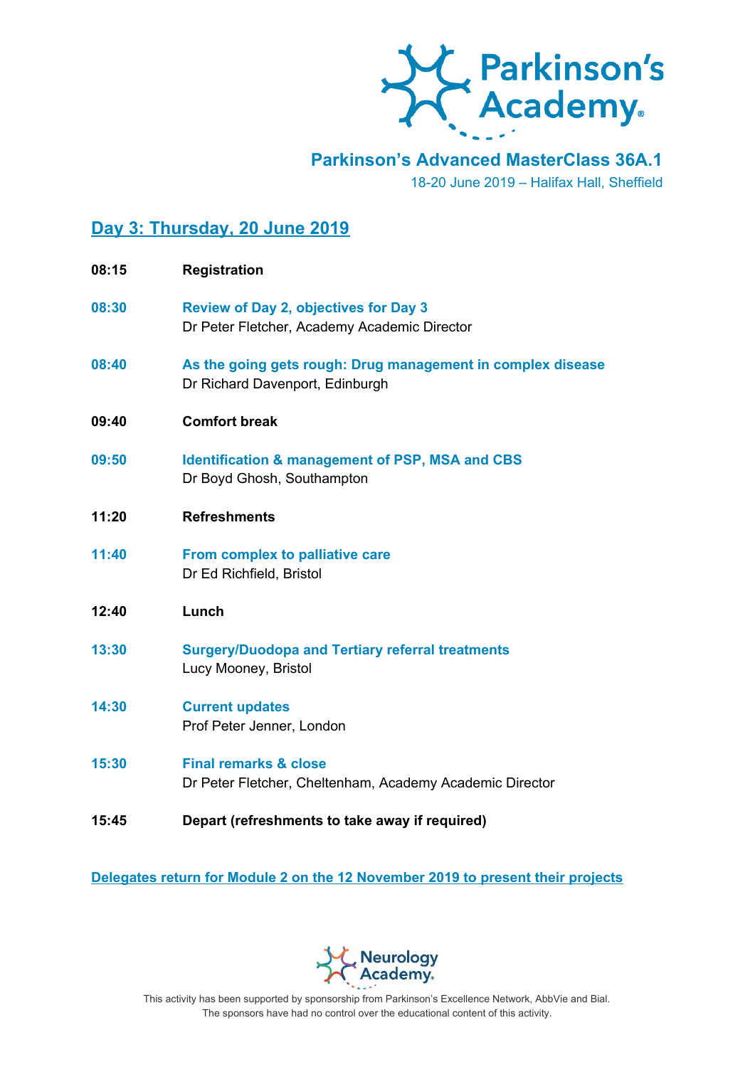Parkinson's Academy

## Parkinson's Advanced MasterClass 36A.1

18-20 June 2019 – Halifax Hall, Sheffield

## Day 3: Thursday, 20 June 2019

**08:15** **Registration**

**08:30** **Review of Day 2, objectives for Day 3**
Dr Peter Fletcher, Academy Academic Director

**08:40** **As the going gets rough: Drug management in complex disease**
Dr Richard Davenport, Edinburgh

**09:40** **Comfort break**

**09:50** **Identification & management of PSP, MSA and CBS**
Dr Boyd Ghosh, Southampton

**11:20** **Refreshments**

**11:40** **From complex to palliative care**
Dr Ed Richfield, Bristol

**12:40** **Lunch**

**13:30** **Surgery/Duodopa and Tertiary referral treatments**
Lucy Mooney, Bristol

**14:30** **Current updates**
Prof Peter Jenner, London

**15:30** **Final remarks & close**
Dr Peter Fletcher, Cheltenham, Academy Academic Director

**15:45** **Depart (refreshments to take away if required)**

**Delegates return for Module 2 on the 12 November 2019 to present their projects**

Neurology Academy

This activity has been supported by sponsorship from Parkinson's Excellence Network, AbbVie and Bial.
The sponsors have had no control over the educational content of this activity.